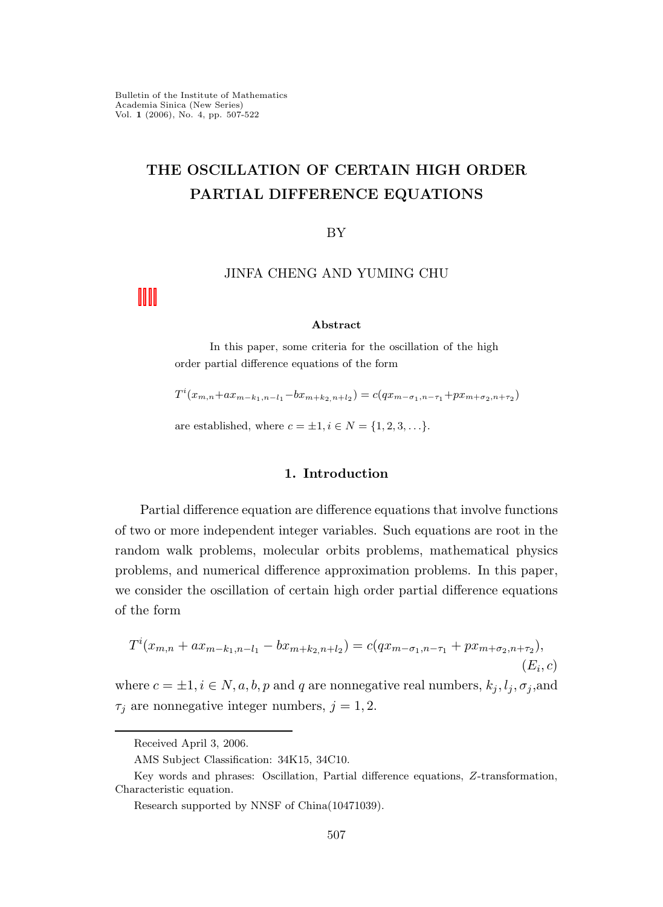# THE OSCILLATION OF CERTAIN HIGH ORDER PARTIAL DIFFERENCE EQUATIONS

BY

JINFA CHENG AND YUMING CHU

**Abstract**

In this paper, some criteria for the oscillation of the high order partial difference equations of the form

$$T^i(x_{m,n}+ax_{m-k_1,n-l_1}-bx_{m+k_2,n+l_2})=c(qx_{m-\sigma_1,n-\tau_1}+px_{m+\sigma_2,n+\tau_2})$$

are established, where $c=\pm 1, i\in N=\{1,2,3,\ldots\}$.

## 1. Introduction

Partial difference equation are difference equations that involve functions of two or more independent integer variables. Such equations are root in the random walk problems, molecular orbits problems, mathematical physics problems, and numerical difference approximation problems. In this paper, we consider the oscillation of certain high order partial difference equations of the form

$$T^i(x_{m,n}+ax_{m-k_1,n-l_1}-bx_{m+k_2,n+l_2})=c(qx_{m-\sigma_1,n-\tau_1}+px_{m+\sigma_2,n+\tau_2}), \qquad (E_i,c)$$

where $c=\pm 1, i\in N, a, b, p$ and $q$ are nonnegative real numbers, $k_j, l_j, \sigma_j$,and $\tau_j$ are nonnegative integer numbers, $j=1,2$.

---

Received April 3, 2006.

AMS Subject Classification: 34K15, 34C10.

Key words and phrases: Oscillation, Partial difference equations, $Z$-transformation, Characteristic equation.

Research supported by NNSF of China(10471039).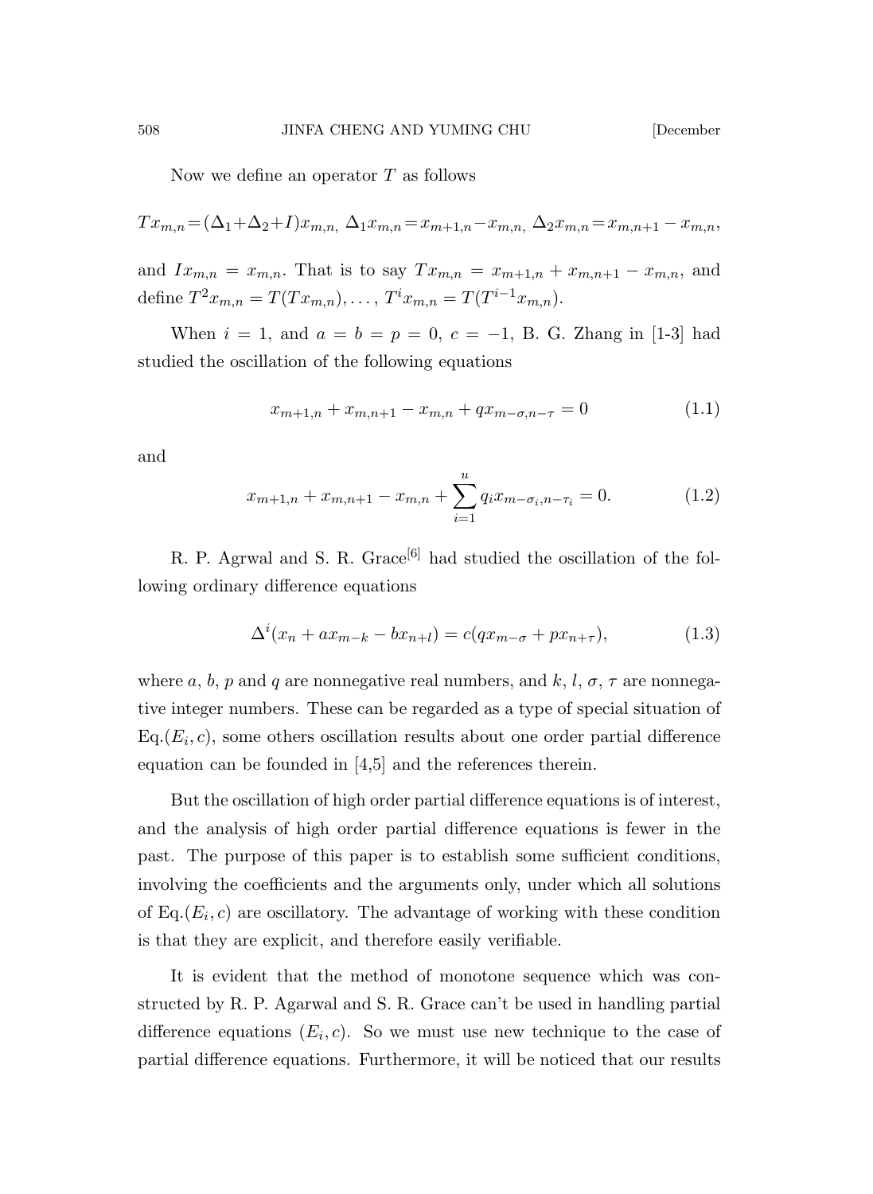Now we define an operator $T$ as follows

$$Tx_{m,n}=(\Delta_1+\Delta_2+I)x_{m,n},\ \Delta_1 x_{m,n}=x_{m+1,n}-x_{m,n},\ \Delta_2 x_{m,n}=x_{m,n+1}-x_{m,n},$$

and $Ix_{m,n} = x_{m,n}$. That is to say $Tx_{m,n} = x_{m+1,n} + x_{m,n+1} - x_{m,n}$, and define $T^2 x_{m,n} = T(Tx_{m,n}), \ldots, T^i x_{m,n} = T(T^{i-1}x_{m,n})$.

When $i = 1$, and $a = b = p = 0$, $c = -1$, B. G. Zhang in [1-3] had studied the oscillation of the following equations

$$x_{m+1,n} + x_{m,n+1} - x_{m,n} + qx_{m-\sigma,n-\tau} = 0 \tag{1.1}$$

and

$$x_{m+1,n} + x_{m,n+1} - x_{m,n} + \sum_{i=1}^{u} q_i x_{m-\sigma_i,n-\tau_i} = 0. \tag{1.2}$$

R. P. Agrwal and S. R. Grace[6] had studied the oscillation of the following ordinary difference equations

$$\Delta^i(x_n + ax_{m-k} - bx_{n+l}) = c(qx_{m-\sigma} + px_{n+\tau}), \tag{1.3}$$

where $a$, $b$, $p$ and $q$ are nonnegative real numbers, and $k$, $l$, $\sigma$, $\tau$ are nonnegative integer numbers. These can be regarded as a type of special situation of Eq.$(E_i, c)$, some others oscillation results about one order partial difference equation can be founded in [4,5] and the references therein.

But the oscillation of high order partial difference equations is of interest, and the analysis of high order partial difference equations is fewer in the past. The purpose of this paper is to establish some sufficient conditions, involving the coefficients and the arguments only, under which all solutions of Eq.$(E_i, c)$ are oscillatory. The advantage of working with these condition is that they are explicit, and therefore easily verifiable.

It is evident that the method of monotone sequence which was constructed by R. P. Agarwal and S. R. Grace can't be used in handling partial difference equations $(E_i, c)$. So we must use new technique to the case of partial difference equations. Furthermore, it will be noticed that our results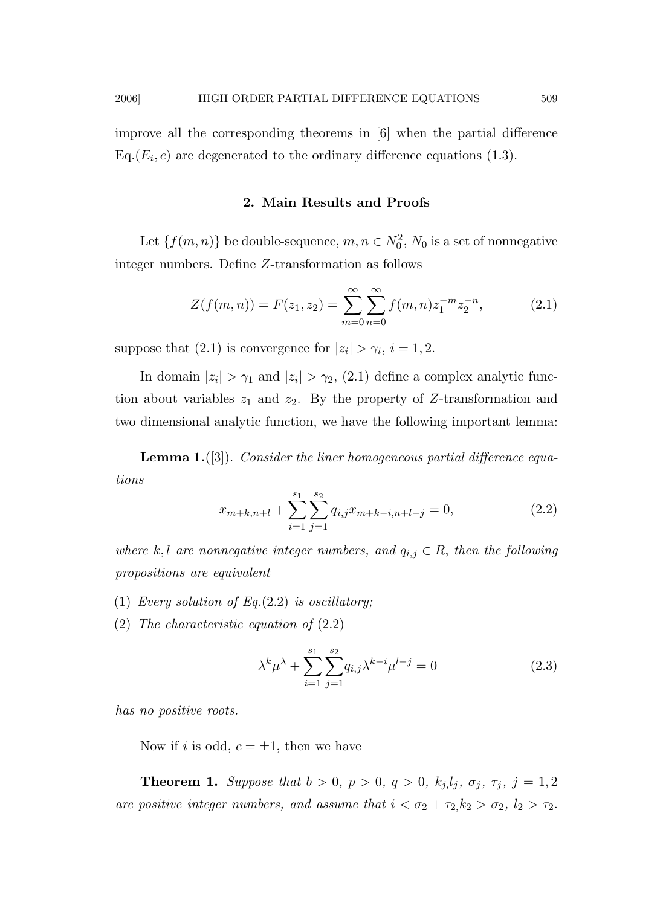improve all the corresponding theorems in [6] when the partial difference Eq.$(E_i, c)$ are degenerated to the ordinary difference equations (1.3).

## 2. Main Results and Proofs

Let $\{f(m,n)\}$ be double-sequence, $m, n \in N_0^2$, $N_0$ is a set of nonnegative integer numbers. Define $Z$-transformation as follows

$$Z(f(m,n)) = F(z_1, z_2) = \sum_{m=0}^{\infty} \sum_{n=0}^{\infty} f(m,n) z_1^{-m} z_2^{-n}, \tag{2.1}$$

suppose that (2.1) is convergence for $|z_i| > \gamma_i$, $i = 1, 2$.

In domain $|z_i| > \gamma_1$ and $|z_i| > \gamma_2$, (2.1) define a complex analytic function about variables $z_1$ and $z_2$. By the property of $Z$-transformation and two dimensional analytic function, we have the following important lemma:

**Lemma 1.**([3]). *Consider the liner homogeneous partial difference equations*

$$x_{m+k,n+l} + \sum_{i=1}^{s_1} \sum_{j=1}^{s_2} q_{i,j} x_{m+k-i,n+l-j} = 0, \tag{2.2}$$

*where $k, l$ are nonnegative integer numbers, and $q_{i,j} \in R$, then the following propositions are equivalent*

(1) *Every solution of Eq.*(2.2) *is oscillatory;*

(2) *The characteristic equation of* (2.2)

$$\lambda^k \mu^\lambda + \sum_{i=1}^{s_1} \sum_{j=1}^{s_2} q_{i,j} \lambda^{k-i} \mu^{l-j} = 0 \tag{2.3}$$

*has no positive roots.*

Now if $i$ is odd, $c = \pm 1$, then we have

**Theorem 1.** *Suppose that $b > 0$, $p > 0$, $q > 0$, $k_j, l_j$, $\sigma_j$, $\tau_j$, $j = 1, 2$ are positive integer numbers, and assume that $i < \sigma_2 + \tau_2, k_2 > \sigma_2$, $l_2 > \tau_2$.*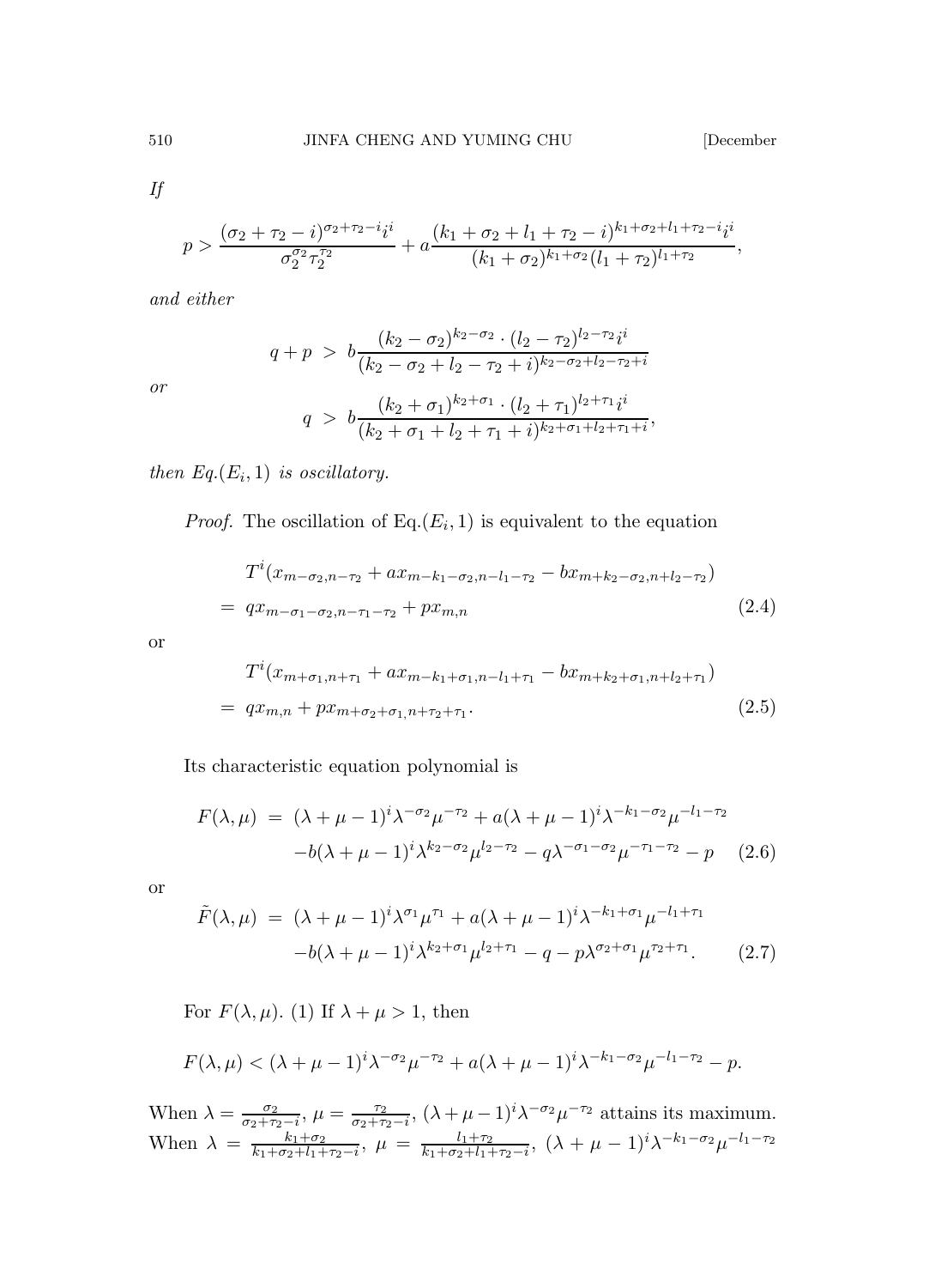*If*

$$p > \frac{(\sigma_2+\tau_2-i)^{\sigma_2+\tau_2-i} i^i}{\sigma_2^{\sigma_2}\tau_2^{\tau_2}} + a\frac{(k_1+\sigma_2+l_1+\tau_2-i)^{k_1+\sigma_2+l_1+\tau_2-i} i^i}{(k_1+\sigma_2)^{k_1+\sigma_2}(l_1+\tau_2)^{l_1+\tau_2}},$$

*and either*

$$q+p \;>\; b\frac{(k_2-\sigma_2)^{k_2-\sigma_2}\cdot(l_2-\tau_2)^{l_2-\tau_2} i^i}{(k_2-\sigma_2+l_2-\tau_2+i)^{k_2-\sigma_2+l_2-\tau_2+i}}$$

*or*

$$q \;>\; b\frac{(k_2+\sigma_1)^{k_2+\sigma_1}\cdot(l_2+\tau_1)^{l_2+\tau_1} i^i}{(k_2+\sigma_1+l_2+\tau_1+i)^{k_2+\sigma_1+l_2+\tau_1+i}},$$

*then Eq.$(E_i,1)$ is oscillatory.*

*Proof.* The oscillation of Eq.$(E_i,1)$ is equivalent to the equation

$$\begin{aligned}
&T^i(x_{m-\sigma_2,n-\tau_2} + ax_{m-k_1-\sigma_2,n-l_1-\tau_2} - bx_{m+k_2-\sigma_2,n+l_2-\tau_2}) \\
=\;& qx_{m-\sigma_1-\sigma_2,n-\tau_1-\tau_2} + px_{m,n} \qquad (2.4)
\end{aligned}$$

or

$$\begin{aligned}
&T^i(x_{m+\sigma_1,n+\tau_1} + ax_{m-k_1+\sigma_1,n-l_1+\tau_1} - bx_{m+k_2+\sigma_1,n+l_2+\tau_1}) \\
=\;& qx_{m,n} + px_{m+\sigma_2+\sigma_1,n+\tau_2+\tau_1}. \qquad (2.5)
\end{aligned}$$

Its characteristic equation polynomial is

$$\begin{aligned}
F(\lambda,\mu) \;=\;& (\lambda+\mu-1)^i\lambda^{-\sigma_2}\mu^{-\tau_2} + a(\lambda+\mu-1)^i\lambda^{-k_1-\sigma_2}\mu^{-l_1-\tau_2} \\
&-b(\lambda+\mu-1)^i\lambda^{k_2-\sigma_2}\mu^{l_2-\tau_2} - q\lambda^{-\sigma_1-\sigma_2}\mu^{-\tau_1-\tau_2} - p \qquad (2.6)
\end{aligned}$$

or

$$\begin{aligned}
\tilde{F}(\lambda,\mu) \;=\;& (\lambda+\mu-1)^i\lambda^{\sigma_1}\mu^{\tau_1} + a(\lambda+\mu-1)^i\lambda^{-k_1+\sigma_1}\mu^{-l_1+\tau_1} \\
&-b(\lambda+\mu-1)^i\lambda^{k_2+\sigma_1}\mu^{l_2+\tau_1} - q - p\lambda^{\sigma_2+\sigma_1}\mu^{\tau_2+\tau_1}. \qquad (2.7)
\end{aligned}$$

For $F(\lambda,\mu)$. (1) If $\lambda+\mu>1$, then

$$F(\lambda,\mu) < (\lambda+\mu-1)^i\lambda^{-\sigma_2}\mu^{-\tau_2} + a(\lambda+\mu-1)^i\lambda^{-k_1-\sigma_2}\mu^{-l_1-\tau_2} - p.$$

When $\lambda = \frac{\sigma_2}{\sigma_2+\tau_2-i}$, $\mu = \frac{\tau_2}{\sigma_2+\tau_2-i}$, $(\lambda+\mu-1)^i\lambda^{-\sigma_2}\mu^{-\tau_2}$ attains its maximum. When $\lambda = \frac{k_1+\sigma_2}{k_1+\sigma_2+l_1+\tau_2-i}$, $\mu = \frac{l_1+\tau_2}{k_1+\sigma_2+l_1+\tau_2-i}$, $(\lambda+\mu-1)^i\lambda^{-k_1-\sigma_2}\mu^{-l_1-\tau_2}$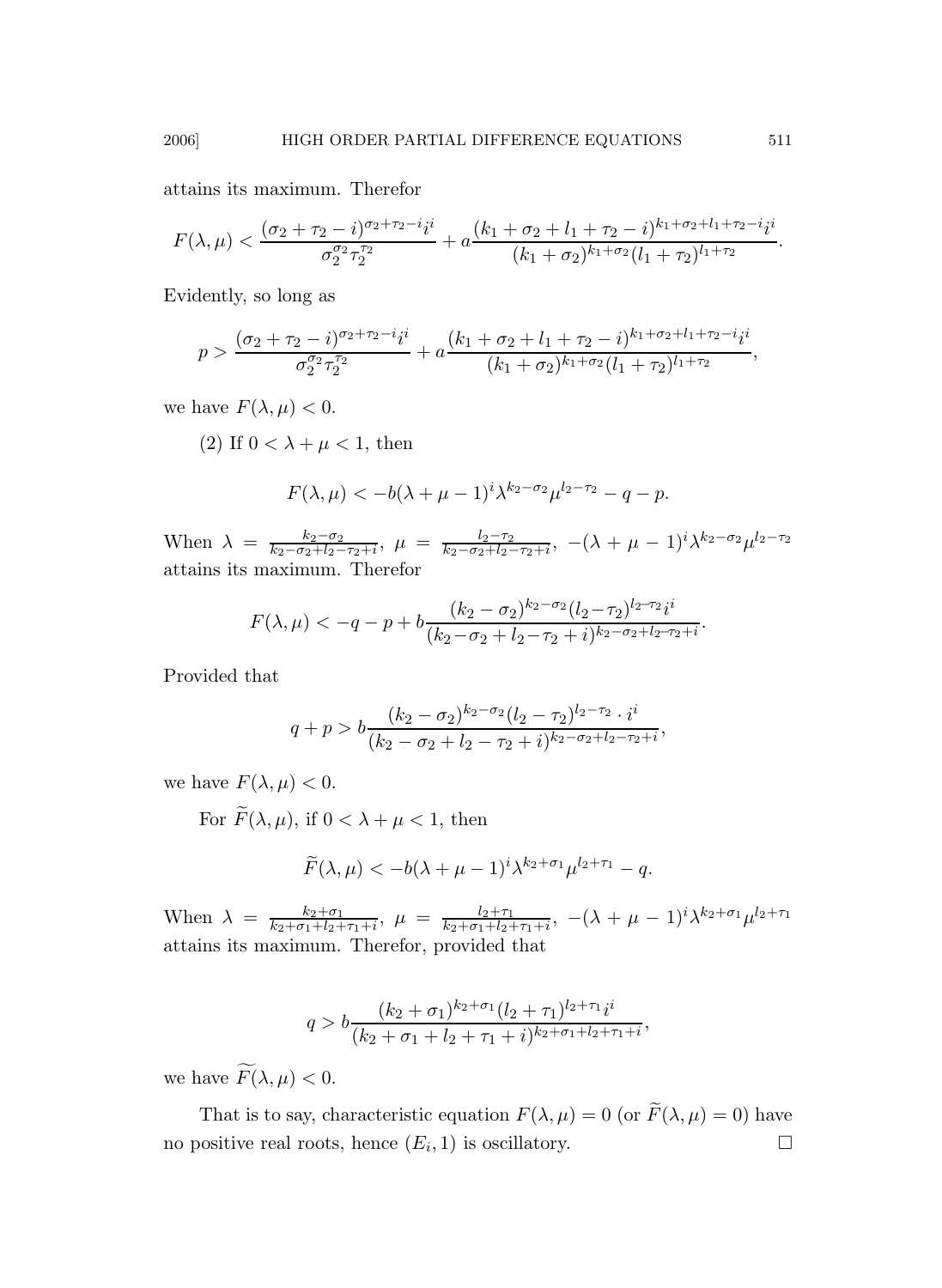attains its maximum. Therefor

$$F(\lambda,\mu) < \frac{(\sigma_2+\tau_2-i)^{\sigma_2+\tau_2-i}i^i}{\sigma_2^{\sigma_2}\tau_2^{\tau_2}} + a\frac{(k_1+\sigma_2+l_1+\tau_2-i)^{k_1+\sigma_2+l_1+\tau_2-i}i^i}{(k_1+\sigma_2)^{k_1+\sigma_2}(l_1+\tau_2)^{l_1+\tau_2}}.$$

Evidently, so long as

$$p > \frac{(\sigma_2+\tau_2-i)^{\sigma_2+\tau_2-i}i^i}{\sigma_2^{\sigma_2}\tau_2^{\tau_2}} + a\frac{(k_1+\sigma_2+l_1+\tau_2-i)^{k_1+\sigma_2+l_1+\tau_2-i}i^i}{(k_1+\sigma_2)^{k_1+\sigma_2}(l_1+\tau_2)^{l_1+\tau_2}},$$

we have $F(\lambda,\mu)<0$.

(2) If $0<\lambda+\mu<1$, then

$$F(\lambda,\mu) < -b(\lambda+\mu-1)^i\lambda^{k_2-\sigma_2}\mu^{l_2-\tau_2} - q - p.$$

When $\lambda = \frac{k_2-\sigma_2}{k_2-\sigma_2+l_2-\tau_2+i}$, $\mu = \frac{l_2-\tau_2}{k_2-\sigma_2+l_2-\tau_2+i}$, $-(\lambda+\mu-1)^i\lambda^{k_2-\sigma_2}\mu^{l_2-\tau_2}$ attains its maximum. Therefor

$$F(\lambda,\mu) < -q-p+b\frac{(k_2-\sigma_2)^{k_2-\sigma_2}(l_2-\tau_2)^{l_2-\tau_2}i^i}{(k_2-\sigma_2+l_2-\tau_2+i)^{k_2-\sigma_2+l_2-\tau_2+i}}.$$

Provided that

$$q+p > b\frac{(k_2-\sigma_2)^{k_2-\sigma_2}(l_2-\tau_2)^{l_2-\tau_2}\cdot i^i}{(k_2-\sigma_2+l_2-\tau_2+i)^{k_2-\sigma_2+l_2-\tau_2+i}},$$

we have $F(\lambda,\mu)<0$.

For $\widetilde{F}(\lambda,\mu)$, if $0<\lambda+\mu<1$, then

$$\widetilde{F}(\lambda,\mu) < -b(\lambda+\mu-1)^i\lambda^{k_2+\sigma_1}\mu^{l_2+\tau_1} - q.$$

When $\lambda = \frac{k_2+\sigma_1}{k_2+\sigma_1+l_2+\tau_1+i}$, $\mu = \frac{l_2+\tau_1}{k_2+\sigma_1+l_2+\tau_1+i}$, $-(\lambda+\mu-1)^i\lambda^{k_2+\sigma_1}\mu^{l_2+\tau_1}$ attains its maximum. Therefor, provided that

$$q > b\frac{(k_2+\sigma_1)^{k_2+\sigma_1}(l_2+\tau_1)^{l_2+\tau_1}i^i}{(k_2+\sigma_1+l_2+\tau_1+i)^{k_2+\sigma_1+l_2+\tau_1+i}},$$

we have $\widetilde{F}(\lambda,\mu)<0$.

That is to say, characteristic equation $F(\lambda,\mu)=0$ (or $\widetilde{F}(\lambda,\mu)=0$) have no positive real roots, hence $(E_i,1)$ is oscillatory. □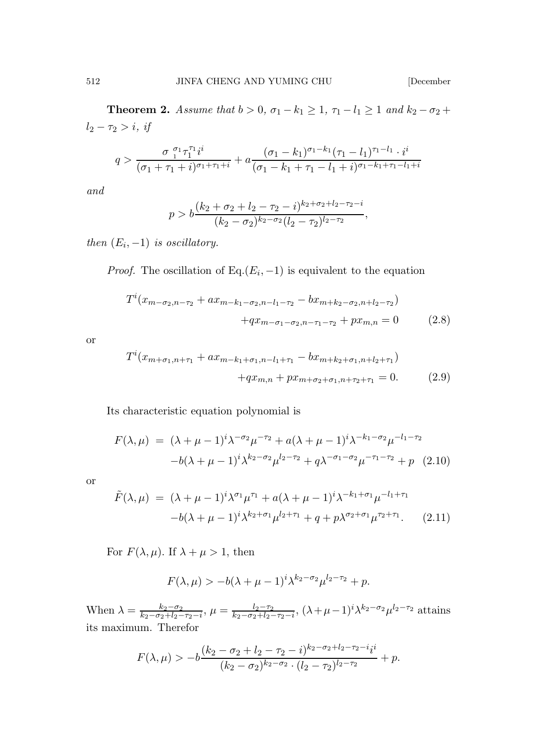**Theorem 2.** *Assume that $b > 0$, $\sigma_1 - k_1 \geq 1$, $\tau_1 - l_1 \geq 1$ and $k_2 - \sigma_2 + l_2 - \tau_2 > i$, if*

$$q > \frac{\sigma_1^{\sigma_1} \tau_1^{\tau_1} i^i}{(\sigma_1 + \tau_1 + i)^{\sigma_1 + \tau_1 + i}} + a \frac{(\sigma_1 - k_1)^{\sigma_1 - k_1} (\tau_1 - l_1)^{\tau_1 - l_1} \cdot i^i}{(\sigma_1 - k_1 + \tau_1 - l_1 + i)^{\sigma_1 - k_1 + \tau_1 - l_1 + i}}$$

*and*

$$p > b \frac{(k_2 + \sigma_2 + l_2 - \tau_2 - i)^{k_2 + \sigma_2 + l_2 - \tau_2 - i}}{(k_2 - \sigma_2)^{k_2 - \sigma_2} (l_2 - \tau_2)^{l_2 - \tau_2}},$$

*then $(E_i, -1)$ is oscillatory.*

*Proof.* The oscillation of Eq.$(E_i, -1)$ is equivalent to the equation

$$\begin{aligned} T^i(x_{m-\sigma_2, n-\tau_2} + a x_{m-k_1-\sigma_2, n-l_1-\tau_2} - b x_{m+k_2-\sigma_2, n+l_2-\tau_2}) \\ + q x_{m-\sigma_1-\sigma_2, n-\tau_1-\tau_2} + p x_{m,n} = 0 \qquad (2.8) \end{aligned}$$

or

$$\begin{aligned} T^i(x_{m+\sigma_1, n+\tau_1} + a x_{m-k_1+\sigma_1, n-l_1+\tau_1} - b x_{m+k_2+\sigma_1, n+l_2+\tau_1}) \\ + q x_{m,n} + p x_{m+\sigma_2+\sigma_1, n+\tau_2+\tau_1} = 0. \qquad (2.9) \end{aligned}$$

Its characteristic equation polynomial is

$$\begin{aligned} F(\lambda, \mu) \ = \ & (\lambda + \mu - 1)^i \lambda^{-\sigma_2} \mu^{-\tau_2} + a(\lambda + \mu - 1)^i \lambda^{-k_1-\sigma_2} \mu^{-l_1-\tau_2} \\ & - b(\lambda + \mu - 1)^i \lambda^{k_2-\sigma_2} \mu^{l_2-\tau_2} + q \lambda^{-\sigma_1-\sigma_2} \mu^{-\tau_1-\tau_2} + p \quad (2.10) \end{aligned}$$

or

$$\begin{aligned} \tilde{F}(\lambda, \mu) \ = \ & (\lambda + \mu - 1)^i \lambda^{\sigma_1} \mu^{\tau_1} + a(\lambda + \mu - 1)^i \lambda^{-k_1+\sigma_1} \mu^{-l_1+\tau_1} \\ & - b(\lambda + \mu - 1)^i \lambda^{k_2+\sigma_1} \mu^{l_2+\tau_1} + q + p \lambda^{\sigma_2+\sigma_1} \mu^{\tau_2+\tau_1}. \qquad (2.11) \end{aligned}$$

For $F(\lambda, \mu)$. If $\lambda + \mu > 1$, then

$$F(\lambda, \mu) > -b(\lambda + \mu - 1)^i \lambda^{k_2-\sigma_2} \mu^{l_2-\tau_2} + p.$$

When $\lambda = \frac{k_2-\sigma_2}{k_2-\sigma_2+l_2-\tau_2-i}$, $\mu = \frac{l_2-\tau_2}{k_2-\sigma_2+l_2-\tau_2-i}$, $(\lambda+\mu-1)^i \lambda^{k_2-\sigma_2} \mu^{l_2-\tau_2}$ attains its maximum. Therefor

$$F(\lambda, \mu) > -b \frac{(k_2 - \sigma_2 + l_2 - \tau_2 - i)^{k_2-\sigma_2+l_2-\tau_2-i} i^i}{(k_2 - \sigma_2)^{k_2-\sigma_2} \cdot (l_2 - \tau_2)^{l_2-\tau_2}} + p.$$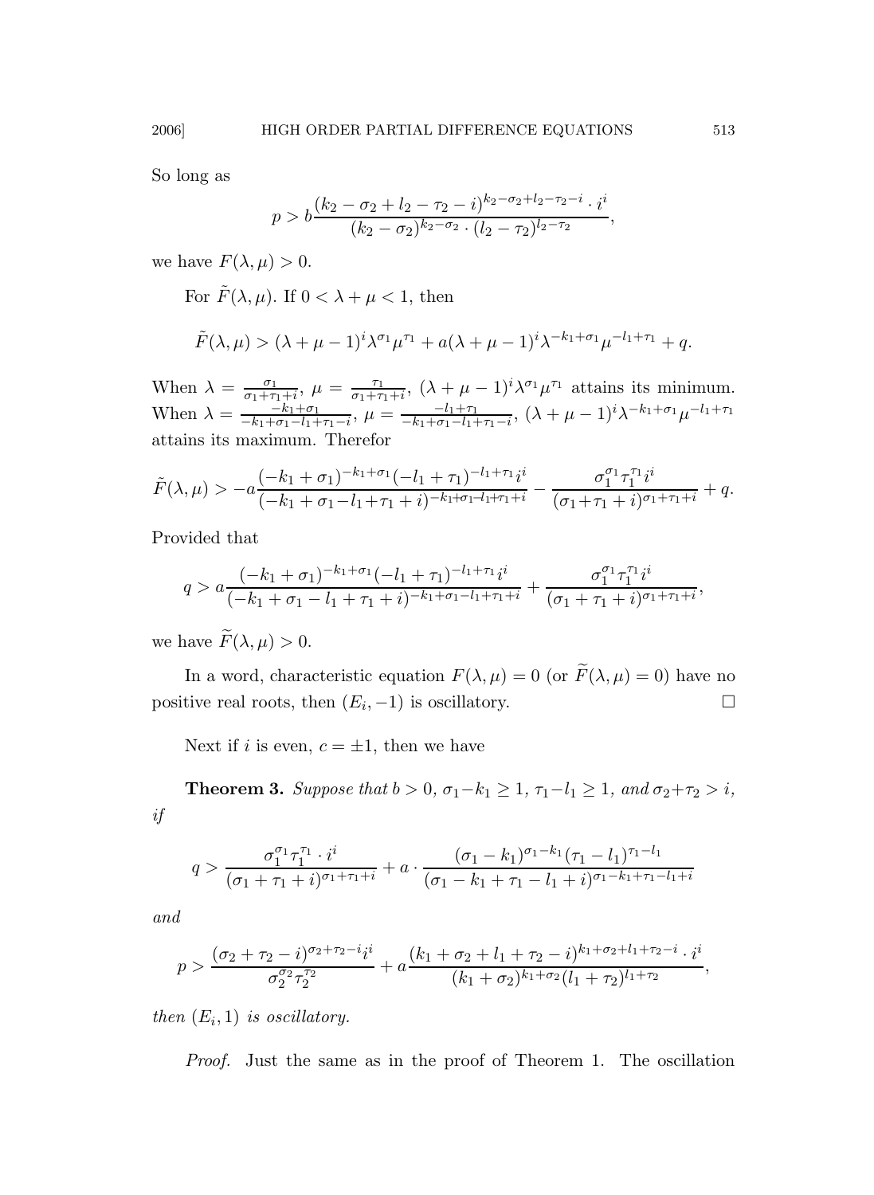So long as

$$p > b\frac{(k_2-\sigma_2+l_2-\tau_2-i)^{k_2-\sigma_2+l_2-\tau_2-i}\cdot i^i}{(k_2-\sigma_2)^{k_2-\sigma_2}\cdot(l_2-\tau_2)^{l_2-\tau_2}},$$

we have $F(\lambda,\mu)>0$.

For $\tilde{F}(\lambda,\mu)$. If $0<\lambda+\mu<1$, then

$$\tilde{F}(\lambda,\mu) > (\lambda+\mu-1)^i\lambda^{\sigma_1}\mu^{\tau_1} + a(\lambda+\mu-1)^i\lambda^{-k_1+\sigma_1}\mu^{-l_1+\tau_1}+q.$$

When $\lambda=\frac{\sigma_1}{\sigma_1+\tau_1+i}$, $\mu=\frac{\tau_1}{\sigma_1+\tau_1+i}$, $(\lambda+\mu-1)^i\lambda^{\sigma_1}\mu^{\tau_1}$ attains its minimum. When $\lambda=\frac{-k_1+\sigma_1}{-k_1+\sigma_1-l_1+\tau_1-i}$, $\mu=\frac{-l_1+\tau_1}{-k_1+\sigma_1-l_1+\tau_1-i}$, $(\lambda+\mu-1)^i\lambda^{-k_1+\sigma_1}\mu^{-l_1+\tau_1}$ attains its maximum. Therefor

$$\tilde{F}(\lambda,\mu) > -a\frac{(-k_1+\sigma_1)^{-k_1+\sigma_1}(-l_1+\tau_1)^{-l_1+\tau_1}i^i}{(-k_1+\sigma_1-l_1+\tau_1+i)^{-k_1+\sigma_1-l_1+\tau_1+i}} - \frac{\sigma_1^{\sigma_1}\tau_1^{\tau_1}i^i}{(\sigma_1+\tau_1+i)^{\sigma_1+\tau_1+i}}+q.$$

Provided that

$$q > a\frac{(-k_1+\sigma_1)^{-k_1+\sigma_1}(-l_1+\tau_1)^{-l_1+\tau_1}i^i}{(-k_1+\sigma_1-l_1+\tau_1+i)^{-k_1+\sigma_1-l_1+\tau_1+i}} + \frac{\sigma_1^{\sigma_1}\tau_1^{\tau_1}i^i}{(\sigma_1+\tau_1+i)^{\sigma_1+\tau_1+i}},$$

we have $\widetilde{F}(\lambda,\mu)>0$.

In a word, characteristic equation $F(\lambda,\mu)=0$ (or $\widetilde{F}(\lambda,\mu)=0$) have no positive real roots, then $(E_i,-1)$ is oscillatory. □

Next if $i$ is even, $c=\pm1$, then we have

**Theorem 3.** *Suppose that* $b>0$, $\sigma_1-k_1\geq 1$, $\tau_1-l_1\geq 1$, *and* $\sigma_2+\tau_2>i$, *if*

$$q > \frac{\sigma_1^{\sigma_1}\tau_1^{\tau_1}\cdot i^i}{(\sigma_1+\tau_1+i)^{\sigma_1+\tau_1+i}} + a\cdot\frac{(\sigma_1-k_1)^{\sigma_1-k_1}(\tau_1-l_1)^{\tau_1-l_1}}{(\sigma_1-k_1+\tau_1-l_1+i)^{\sigma_1-k_1+\tau_1-l_1+i}}$$

*and*

$$p > \frac{(\sigma_2+\tau_2-i)^{\sigma_2+\tau_2-i}i^i}{\sigma_2^{\sigma_2}\tau_2^{\tau_2}} + a\frac{(k_1+\sigma_2+l_1+\tau_2-i)^{k_1+\sigma_2+l_1+\tau_2-i}\cdot i^i}{(k_1+\sigma_2)^{k_1+\sigma_2}(l_1+\tau_2)^{l_1+\tau_2}},$$

*then* $(E_i,1)$ *is oscillatory.*

*Proof.* Just the same as in the proof of Theorem 1. The oscillation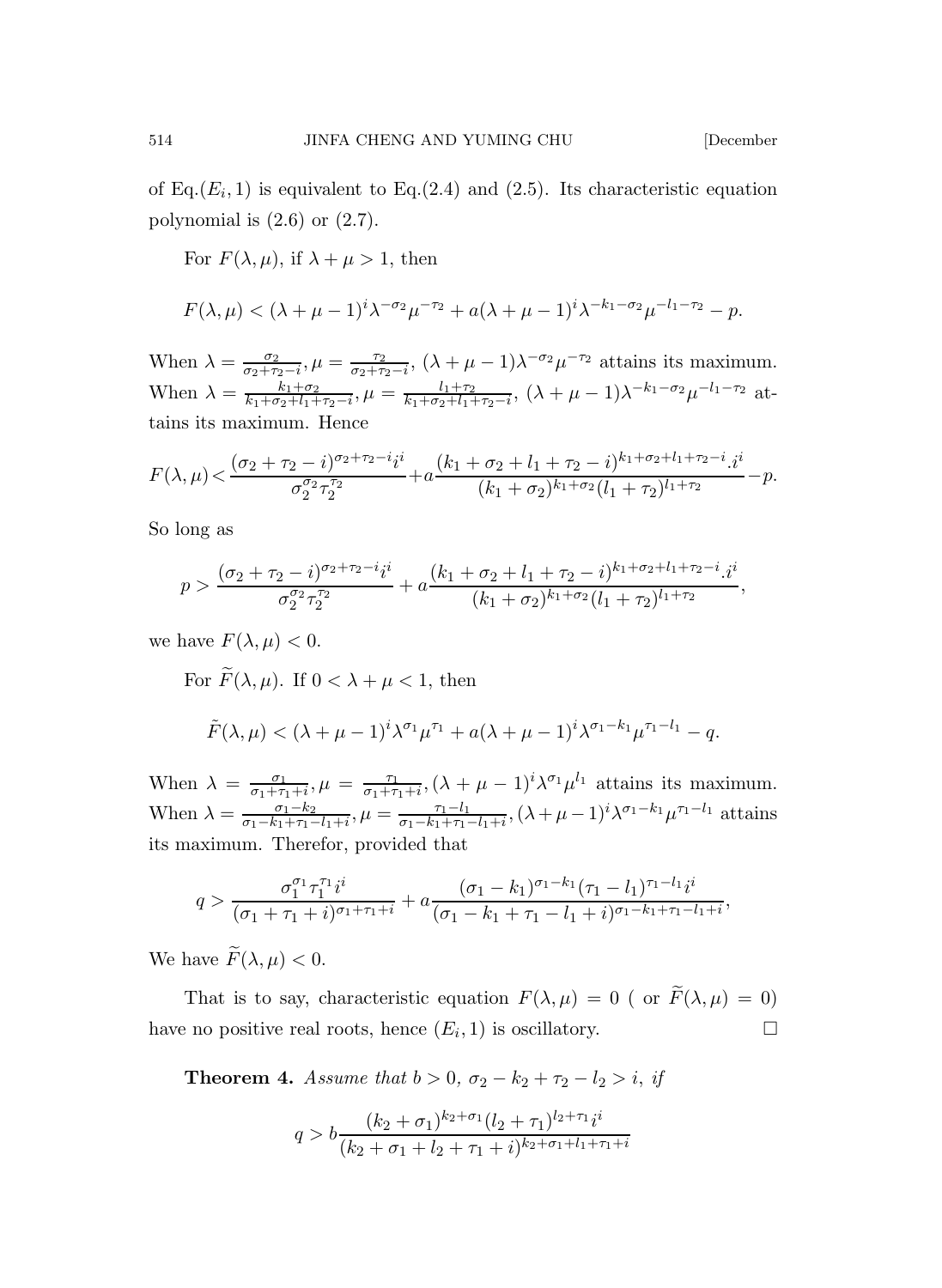of Eq.$(E_i, 1)$ is equivalent to Eq.(2.4) and (2.5). Its characteristic equation polynomial is (2.6) or (2.7).

For $F(\lambda, \mu)$, if $\lambda + \mu > 1$, then

$$F(\lambda,\mu) < (\lambda+\mu-1)^i \lambda^{-\sigma_2}\mu^{-\tau_2} + a(\lambda+\mu-1)^i \lambda^{-k_1-\sigma_2}\mu^{-l_1-\tau_2} - p.$$

When $\lambda = \frac{\sigma_2}{\sigma_2+\tau_2-i}, \mu = \frac{\tau_2}{\sigma_2+\tau_2-i}$, $(\lambda+\mu-1)\lambda^{-\sigma_2}\mu^{-\tau_2}$ attains its maximum. When $\lambda = \frac{k_1+\sigma_2}{k_1+\sigma_2+l_1+\tau_2-i}, \mu = \frac{l_1+\tau_2}{k_1+\sigma_2+l_1+\tau_2-i}$, $(\lambda+\mu-1)\lambda^{-k_1-\sigma_2}\mu^{-l_1-\tau_2}$ attains its maximum. Hence

$$F(\lambda,\mu) < \frac{(\sigma_2+\tau_2-i)^{\sigma_2+\tau_2-i} i^i}{\sigma_2^{\sigma_2}\tau_2^{\tau_2}} + a\frac{(k_1+\sigma_2+l_1+\tau_2-i)^{k_1+\sigma_2+l_1+\tau_2-i} . i^i}{(k_1+\sigma_2)^{k_1+\sigma_2}(l_1+\tau_2)^{l_1+\tau_2}} - p.$$

So long as

$$p > \frac{(\sigma_2+\tau_2-i)^{\sigma_2+\tau_2-i} i^i}{\sigma_2^{\sigma_2}\tau_2^{\tau_2}} + a\frac{(k_1+\sigma_2+l_1+\tau_2-i)^{k_1+\sigma_2+l_1+\tau_2-i} . i^i}{(k_1+\sigma_2)^{k_1+\sigma_2}(l_1+\tau_2)^{l_1+\tau_2}},$$

we have $F(\lambda, \mu) < 0$.

For $\widetilde{F}(\lambda, \mu)$. If $0 < \lambda + \mu < 1$, then

$$\tilde{F}(\lambda,\mu) < (\lambda+\mu-1)^i \lambda^{\sigma_1}\mu^{\tau_1} + a(\lambda+\mu-1)^i \lambda^{\sigma_1-k_1}\mu^{\tau_1-l_1} - q.$$

When $\lambda = \frac{\sigma_1}{\sigma_1+\tau_1+i}, \mu = \frac{\tau_1}{\sigma_1+\tau_1+i}, (\lambda+\mu-1)^i\lambda^{\sigma_1}\mu^{l_1}$ attains its maximum. When $\lambda = \frac{\sigma_1-k_2}{\sigma_1-k_1+\tau_1-l_1+i}, \mu = \frac{\tau_1-l_1}{\sigma_1-k_1+\tau_1-l_1+i}, (\lambda+\mu-1)^i\lambda^{\sigma_1-k_1}\mu^{\tau_1-l_1}$ attains its maximum. Therefor, provided that

$$q > \frac{\sigma_1^{\sigma_1}\tau_1^{\tau_1} i^i}{(\sigma_1+\tau_1+i)^{\sigma_1+\tau_1+i}} + a\frac{(\sigma_1-k_1)^{\sigma_1-k_1}(\tau_1-l_1)^{\tau_1-l_1} i^i}{(\sigma_1-k_1+\tau_1-l_1+i)^{\sigma_1-k_1+\tau_1-l_1+i}},$$

We have $\widetilde{F}(\lambda, \mu) < 0$.

That is to say, characteristic equation $F(\lambda, \mu) = 0$ ( or $\widetilde{F}(\lambda, \mu) = 0$) have no positive real roots, hence $(E_i, 1)$ is oscillatory. □

**Theorem 4.** *Assume that $b > 0$, $\sigma_2 - k_2 + \tau_2 - l_2 > i$, if*

$$q > b\frac{(k_2+\sigma_1)^{k_2+\sigma_1}(l_2+\tau_1)^{l_2+\tau_1} i^i}{(k_2+\sigma_1+l_2+\tau_1+i)^{k_2+\sigma_1+l_1+\tau_1+i}}$$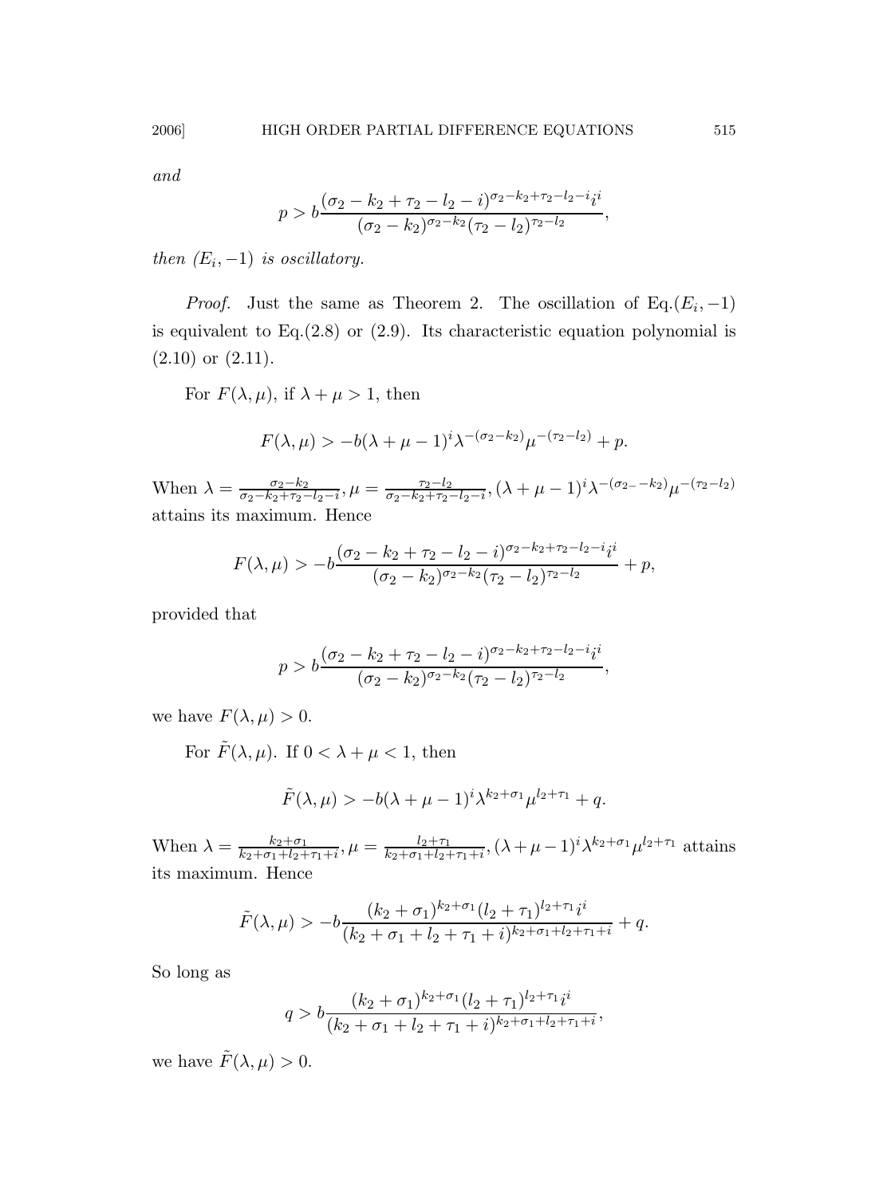*and*

$$p > b\frac{(\sigma_2 - k_2 + \tau_2 - l_2 - i)^{\sigma_2 - k_2 + \tau_2 - l_2 - i} i^i}{(\sigma_2 - k_2)^{\sigma_2 - k_2}(\tau_2 - l_2)^{\tau_2 - l_2}},$$

*then* $(E_i, -1)$ *is oscillatory.*

*Proof.* Just the same as Theorem 2. The oscillation of Eq.$(E_i, -1)$ is equivalent to Eq.(2.8) or (2.9). Its characteristic equation polynomial is (2.10) or (2.11).

For $F(\lambda, \mu)$, if $\lambda + \mu > 1$, then

$$F(\lambda, \mu) > -b(\lambda + \mu - 1)^i \lambda^{-(\sigma_2 - k_2)} \mu^{-(\tau_2 - l_2)} + p.$$

When $\lambda = \frac{\sigma_2 - k_2}{\sigma_2 - k_2 + \tau_2 - l_2 - i}, \mu = \frac{\tau_2 - l_2}{\sigma_2 - k_2 + \tau_2 - l_2 - i}, (\lambda + \mu - 1)^i \lambda^{-(\sigma_2 - - k_2)} \mu^{-(\tau_2 - l_2)}$ attains its maximum. Hence

$$F(\lambda, \mu) > -b\frac{(\sigma_2 - k_2 + \tau_2 - l_2 - i)^{\sigma_2 - k_2 + \tau_2 - l_2 - i} i^i}{(\sigma_2 - k_2)^{\sigma_2 - k_2}(\tau_2 - l_2)^{\tau_2 - l_2}} + p,$$

provided that

$$p > b\frac{(\sigma_2 - k_2 + \tau_2 - l_2 - i)^{\sigma_2 - k_2 + \tau_2 - l_2 - i} i^i}{(\sigma_2 - k_2)^{\sigma_2 - k_2}(\tau_2 - l_2)^{\tau_2 - l_2}},$$

we have $F(\lambda, \mu) > 0$.

For $\tilde{F}(\lambda, \mu)$. If $0 < \lambda + \mu < 1$, then

$$\tilde{F}(\lambda, \mu) > -b(\lambda + \mu - 1)^i \lambda^{k_2 + \sigma_1} \mu^{l_2 + \tau_1} + q.$$

When $\lambda = \frac{k_2 + \sigma_1}{k_2 + \sigma_1 + l_2 + \tau_1 + i}, \mu = \frac{l_2 + \tau_1}{k_2 + \sigma_1 + l_2 + \tau_1 + i}, (\lambda + \mu - 1)^i \lambda^{k_2 + \sigma_1} \mu^{l_2 + \tau_1}$ attains its maximum. Hence

$$\tilde{F}(\lambda, \mu) > -b\frac{(k_2 + \sigma_1)^{k_2 + \sigma_1}(l_2 + \tau_1)^{l_2 + \tau_1} i^i}{(k_2 + \sigma_1 + l_2 + \tau_1 + i)^{k_2 + \sigma_1 + l_2 + \tau_1 + i}} + q.$$

So long as

$$q > b\frac{(k_2 + \sigma_1)^{k_2 + \sigma_1}(l_2 + \tau_1)^{l_2 + \tau_1} i^i}{(k_2 + \sigma_1 + l_2 + \tau_1 + i)^{k_2 + \sigma_1 + l_2 + \tau_1 + i}},$$

we have $\tilde{F}(\lambda, \mu) > 0$.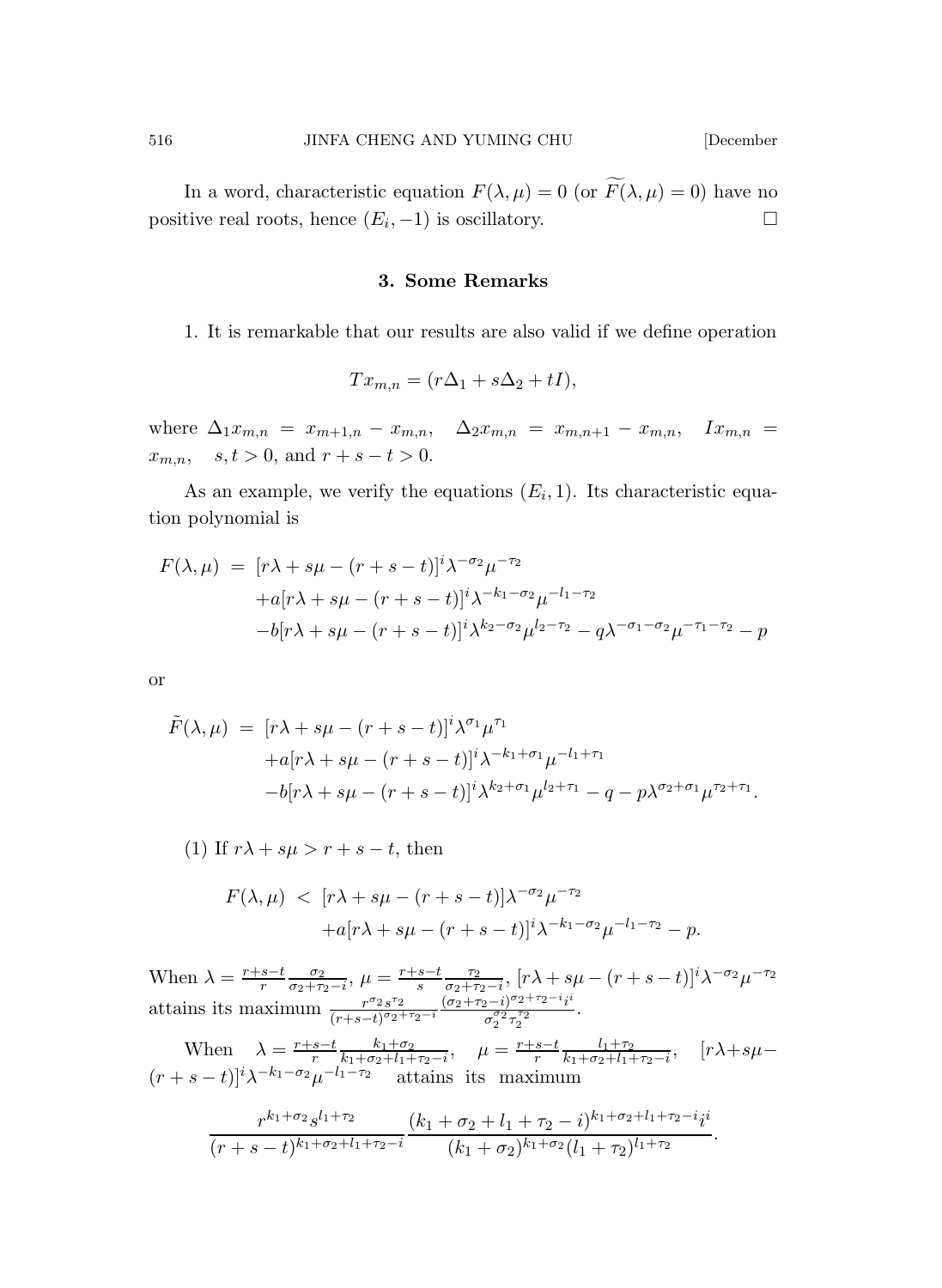In a word, characteristic equation $F(\lambda,\mu)=0$ (or $\widetilde{F}(\lambda,\mu)=0$) have no positive real roots, hence $(E_i,-1)$ is oscillatory. $\square$

## 3. Some Remarks

1. It is remarkable that our results are also valid if we define operation

$$Tx_{m,n}=(r\Delta_1+s\Delta_2+tI),$$

where $\Delta_1 x_{m,n}=x_{m+1,n}-x_{m,n}$, $\Delta_2 x_{m,n}=x_{m,n+1}-x_{m,n}$, $Ix_{m,n}=x_{m,n}$, $s,t>0$, and $r+s-t>0$.

As an example, we verify the equations $(E_i,1)$. Its characteristic equation polynomial is

$$\begin{aligned}
F(\lambda,\mu) \;=\;& [r\lambda+s\mu-(r+s-t)]^i\lambda^{-\sigma_2}\mu^{-\tau_2}\\
&+a[r\lambda+s\mu-(r+s-t)]^i\lambda^{-k_1-\sigma_2}\mu^{-l_1-\tau_2}\\
&-b[r\lambda+s\mu-(r+s-t)]^i\lambda^{k_2-\sigma_2}\mu^{l_2-\tau_2}-q\lambda^{-\sigma_1-\sigma_2}\mu^{-\tau_1-\tau_2}-p
\end{aligned}$$

or

$$\begin{aligned}
\tilde{F}(\lambda,\mu) \;=\;& [r\lambda+s\mu-(r+s-t)]^i\lambda^{\sigma_1}\mu^{\tau_1}\\
&+a[r\lambda+s\mu-(r+s-t)]^i\lambda^{-k_1+\sigma_1}\mu^{-l_1+\tau_1}\\
&-b[r\lambda+s\mu-(r+s-t)]^i\lambda^{k_2+\sigma_1}\mu^{l_2+\tau_1}-q-p\lambda^{\sigma_2+\sigma_1}\mu^{\tau_2+\tau_1}.
\end{aligned}$$

(1) If $r\lambda+s\mu>r+s-t$, then

$$\begin{aligned}
F(\lambda,\mu) \;<\;& [r\lambda+s\mu-(r+s-t)]\lambda^{-\sigma_2}\mu^{-\tau_2}\\
&+a[r\lambda+s\mu-(r+s-t)]^i\lambda^{-k_1-\sigma_2}\mu^{-l_1-\tau_2}-p.
\end{aligned}$$

When $\lambda=\frac{r+s-t}{r}\frac{\sigma_2}{\sigma_2+\tau_2-i}$, $\mu=\frac{r+s-t}{s}\frac{\tau_2}{\sigma_2+\tau_2-i}$, $[r\lambda+s\mu-(r+s-t)]^i\lambda^{-\sigma_2}\mu^{-\tau_2}$ attains its maximum $\frac{r^{\sigma_2}s^{\tau_2}}{(r+s-t)^{\sigma_2+\tau_2-i}}\frac{(\sigma_2+\tau_2-i)^{\sigma_2+\tau_2-i}i^i}{\sigma_2^{\sigma_2}\tau_2^{\tau_2}}$.

When $\lambda=\frac{r+s-t}{r}\frac{k_1+\sigma_2}{k_1+\sigma_2+l_1+\tau_2-i}$, $\mu=\frac{r+s-t}{r}\frac{l_1+\tau_2}{k_1+\sigma_2+l_1+\tau_2-i}$, $[r\lambda+s\mu-(r+s-t)]^i\lambda^{-k_1-\sigma_2}\mu^{-l_1-\tau_2}$ attains its maximum

$$\frac{r^{k_1+\sigma_2}s^{l_1+\tau_2}}{(r+s-t)^{k_1+\sigma_2+l_1+\tau_2-i}}\frac{(k_1+\sigma_2+l_1+\tau_2-i)^{k_1+\sigma_2+l_1+\tau_2-i}i^i}{(k_1+\sigma_2)^{k_1+\sigma_2}(l_1+\tau_2)^{l_1+\tau_2}}.$$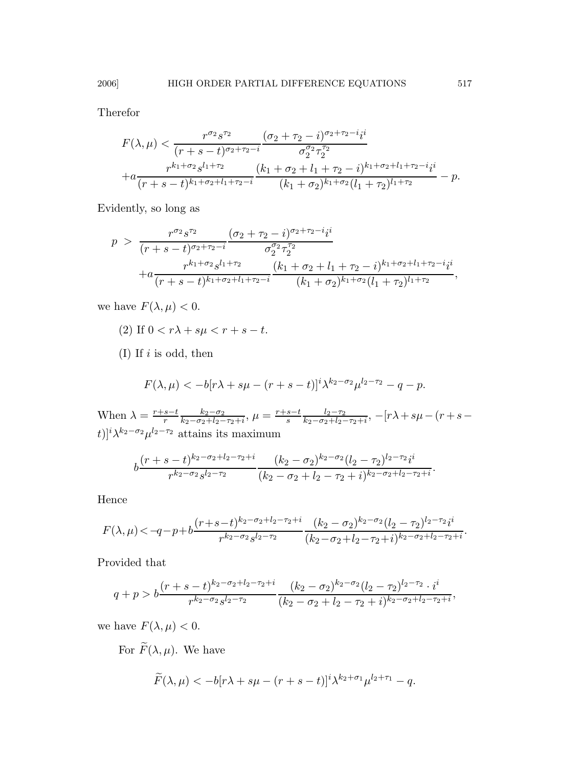Therefor

$$F(\lambda,\mu) < \frac{r^{\sigma_2}s^{\tau_2}}{(r+s-t)^{\sigma_2+\tau_2-i}}\frac{(\sigma_2+\tau_2-i)^{\sigma_2+\tau_2-i}i^i}{\sigma_2^{\sigma_2}\tau_2^{\tau_2}}$$
$$+a\frac{r^{k_1+\sigma_2}s^{l_1+\tau_2}}{(r+s-t)^{k_1+\sigma_2+l_1+\tau_2-i}}\frac{(k_1+\sigma_2+l_1+\tau_2-i)^{k_1+\sigma_2+l_1+\tau_2-i}i^i}{(k_1+\sigma_2)^{k_1+\sigma_2}(l_1+\tau_2)^{l_1+\tau_2}}-p.$$

Evidently, so long as

$$p > \frac{r^{\sigma_2}s^{\tau_2}}{(r+s-t)^{\sigma_2+\tau_2-i}}\frac{(\sigma_2+\tau_2-i)^{\sigma_2+\tau_2-i}i^i}{\sigma_2^{\sigma_2}\tau_2^{\tau_2}}$$
$$+a\frac{r^{k_1+\sigma_2}s^{l_1+\tau_2}}{(r+s-t)^{k_1+\sigma_2+l_1+\tau_2-i}}\frac{(k_1+\sigma_2+l_1+\tau_2-i)^{k_1+\sigma_2+l_1+\tau_2-i}i^i}{(k_1+\sigma_2)^{k_1+\sigma_2}(l_1+\tau_2)^{l_1+\tau_2}},$$

we have $F(\lambda,\mu)<0$.

(2) If $0<r\lambda+s\mu<r+s-t$.

(I) If $i$ is odd, then

$$F(\lambda,\mu) < -b[r\lambda+s\mu-(r+s-t)]^i\lambda^{k_2-\sigma_2}\mu^{l_2-\tau_2}-q-p.$$

When $\lambda=\frac{r+s-t}{r}\frac{k_2-\sigma_2}{k_2-\sigma_2+l_2-\tau_2+i}$, $\mu=\frac{r+s-t}{s}\frac{l_2-\tau_2}{k_2-\sigma_2+l_2-\tau_2+i}$, $-[r\lambda+s\mu-(r+s-t)]^i\lambda^{k_2-\sigma_2}\mu^{l_2-\tau_2}$ attains its maximum

$$b\frac{(r+s-t)^{k_2-\sigma_2+l_2-\tau_2+i}}{r^{k_2-\sigma_2}s^{l_2-\tau_2}}\frac{(k_2-\sigma_2)^{k_2-\sigma_2}(l_2-\tau_2)^{l_2-\tau_2}i^i}{(k_2-\sigma_2+l_2-\tau_2+i)^{k_2-\sigma_2+l_2-\tau_2+i}}.$$

Hence

$$F(\lambda,\mu)<-q-p+b\frac{(r+s-t)^{k_2-\sigma_2+l_2-\tau_2+i}}{r^{k_2-\sigma_2}s^{l_2-\tau_2}}\frac{(k_2-\sigma_2)^{k_2-\sigma_2}(l_2-\tau_2)^{l_2-\tau_2}i^i}{(k_2-\sigma_2+l_2-\tau_2+i)^{k_2-\sigma_2+l_2-\tau_2+i}}.$$

Provided that

$$q+p>b\frac{(r+s-t)^{k_2-\sigma_2+l_2-\tau_2+i}}{r^{k_2-\sigma_2}s^{l_2-\tau_2}}\frac{(k_2-\sigma_2)^{k_2-\sigma_2}(l_2-\tau_2)^{l_2-\tau_2}\cdot i^i}{(k_2-\sigma_2+l_2-\tau_2+i)^{k_2-\sigma_2+l_2-\tau_2+i}},$$

we have $F(\lambda,\mu)<0$.

For $\widetilde{F}(\lambda,\mu)$. We have

$$\widetilde{F}(\lambda,\mu) < -b[r\lambda+s\mu-(r+s-t)]^i\lambda^{k_2+\sigma_1}\mu^{l_2+\tau_1}-q.$$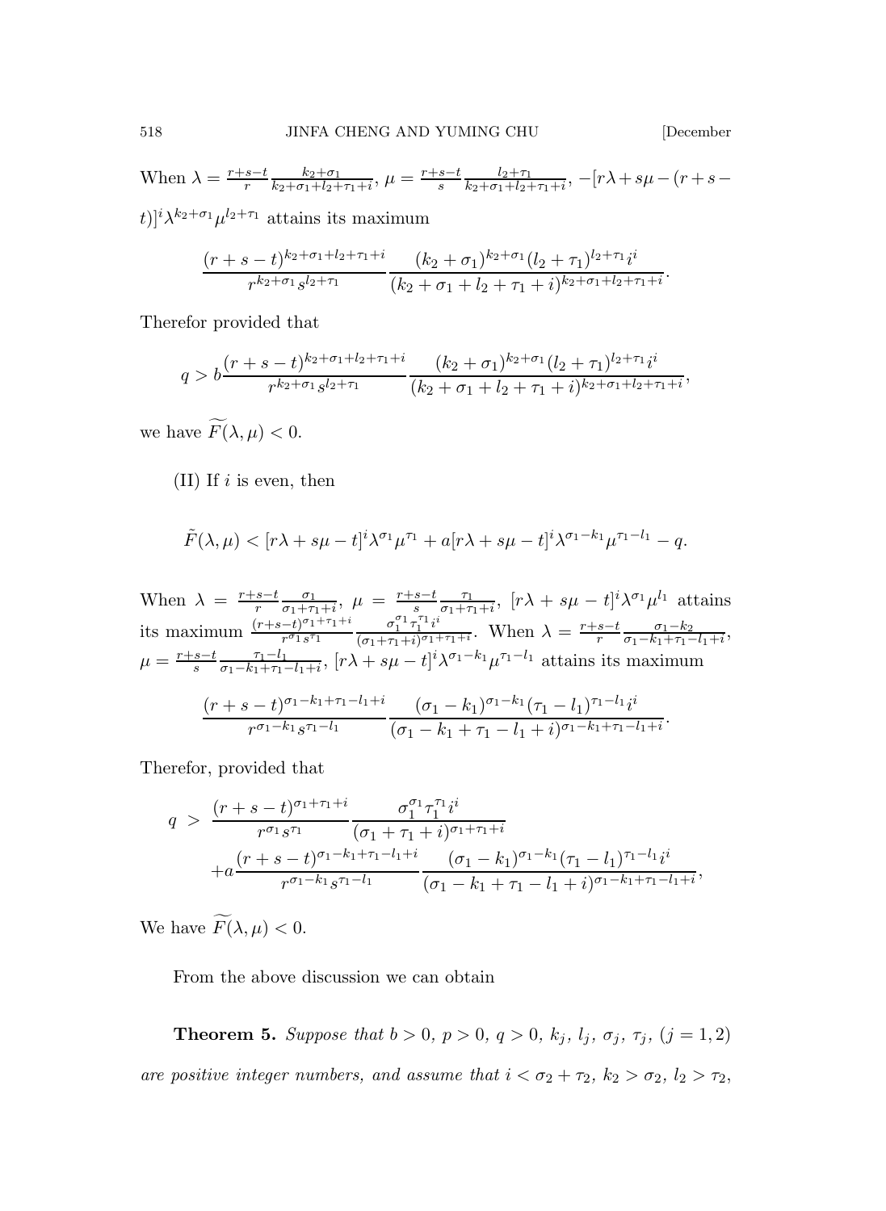When $\lambda = \frac{r+s-t}{r}\frac{k_2+\sigma_1}{k_2+\sigma_1+l_2+\tau_1+i}$, $\mu = \frac{r+s-t}{s}\frac{l_2+\tau_1}{k_2+\sigma_1+l_2+\tau_1+i}$, $-[r\lambda + s\mu - (r+s-t)]^i\lambda^{k_2+\sigma_1}\mu^{l_2+\tau_1}$ attains its maximum

$$\frac{(r+s-t)^{k_2+\sigma_1+l_2+\tau_1+i}}{r^{k_2+\sigma_1}s^{l_2+\tau_1}}\frac{(k_2+\sigma_1)^{k_2+\sigma_1}(l_2+\tau_1)^{l_2+\tau_1}i^i}{(k_2+\sigma_1+l_2+\tau_1+i)^{k_2+\sigma_1+l_2+\tau_1+i}}.$$

Therefor provided that

$$q > b\frac{(r+s-t)^{k_2+\sigma_1+l_2+\tau_1+i}}{r^{k_2+\sigma_1}s^{l_2+\tau_1}}\frac{(k_2+\sigma_1)^{k_2+\sigma_1}(l_2+\tau_1)^{l_2+\tau_1}i^i}{(k_2+\sigma_1+l_2+\tau_1+i)^{k_2+\sigma_1+l_2+\tau_1+i}},$$

we have $\widetilde{F}(\lambda,\mu) < 0$.

(II) If $i$ is even, then

$$\tilde{F}(\lambda,\mu) < [r\lambda + s\mu - t]^i\lambda^{\sigma_1}\mu^{\tau_1} + a[r\lambda + s\mu - t]^i\lambda^{\sigma_1-k_1}\mu^{\tau_1-l_1} - q.$$

When $\lambda = \frac{r+s-t}{r}\frac{\sigma_1}{\sigma_1+\tau_1+i}$, $\mu = \frac{r+s-t}{s}\frac{\tau_1}{\sigma_1+\tau_1+i}$, $[r\lambda + s\mu - t]^i\lambda^{\sigma_1}\mu^{l_1}$ attains its maximum $\frac{(r+s-t)^{\sigma_1+\tau_1+i}}{r^{\sigma_1}s^{\tau_1}}\frac{\sigma_1^{\sigma_1}\tau_1^{\tau_1}i^i}{(\sigma_1+\tau_1+i)^{\sigma_1+\tau_1+i}}$. When $\lambda = \frac{r+s-t}{r}\frac{\sigma_1-k_2}{\sigma_1-k_1+\tau_1-l_1+i}$, $\mu = \frac{r+s-t}{s}\frac{\tau_1-l_1}{\sigma_1-k_1+\tau_1-l_1+i}$, $[r\lambda + s\mu - t]^i\lambda^{\sigma_1-k_1}\mu^{\tau_1-l_1}$ attains its maximum

$$\frac{(r+s-t)^{\sigma_1-k_1+\tau_1-l_1+i}}{r^{\sigma_1-k_1}s^{\tau_1-l_1}}\frac{(\sigma_1-k_1)^{\sigma_1-k_1}(\tau_1-l_1)^{\tau_1-l_1}i^i}{(\sigma_1-k_1+\tau_1-l_1+i)^{\sigma_1-k_1+\tau_1-l_1+i}}.$$

Therefor, provided that

$$\begin{aligned} q \ > \ & \frac{(r+s-t)^{\sigma_1+\tau_1+i}}{r^{\sigma_1}s^{\tau_1}}\frac{\sigma_1^{\sigma_1}\tau_1^{\tau_1}i^i}{(\sigma_1+\tau_1+i)^{\sigma_1+\tau_1+i}} \\ & + a\frac{(r+s-t)^{\sigma_1-k_1+\tau_1-l_1+i}}{r^{\sigma_1-k_1}s^{\tau_1-l_1}}\frac{(\sigma_1-k_1)^{\sigma_1-k_1}(\tau_1-l_1)^{\tau_1-l_1}i^i}{(\sigma_1-k_1+\tau_1-l_1+i)^{\sigma_1-k_1+\tau_1-l_1+i}}, \end{aligned}$$

We have $\widetilde{F}(\lambda,\mu) < 0$.

From the above discussion we can obtain

**Theorem 5.** *Suppose that $b > 0$, $p > 0$, $q > 0$, $k_j$, $l_j$, $\sigma_j$, $\tau_j$, $(j = 1, 2)$ are positive integer numbers, and assume that $i < \sigma_2 + \tau_2$, $k_2 > \sigma_2$, $l_2 > \tau_2$,*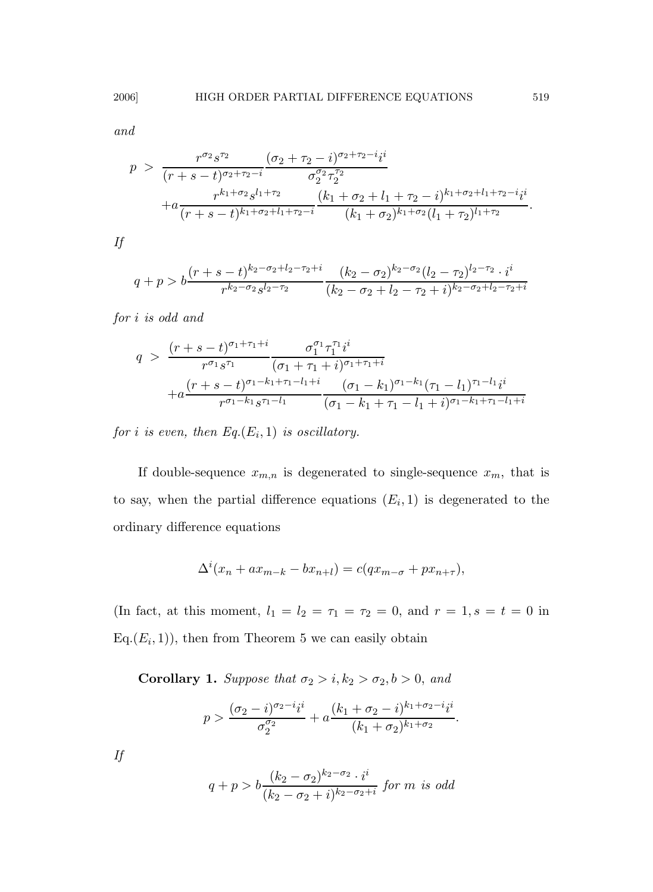*and*

$$
\begin{aligned}
p \;>\; & \frac{r^{\sigma_2} s^{\tau_2}}{(r+s-t)^{\sigma_2+\tau_2-i}} \frac{(\sigma_2+\tau_2-i)^{\sigma_2+\tau_2-i} i^i}{\sigma_2^{\sigma_2} \tau_2^{\tau_2}} \\
& + a \frac{r^{k_1+\sigma_2} s^{l_1+\tau_2}}{(r+s-t)^{k_1+\sigma_2+l_1+\tau_2-i}} \frac{(k_1+\sigma_2+l_1+\tau_2-i)^{k_1+\sigma_2+l_1+\tau_2-i} i^i}{(k_1+\sigma_2)^{k_1+\sigma_2} (l_1+\tau_2)^{l_1+\tau_2}}.
\end{aligned}
$$

*If*

$$
q + p > b \frac{(r+s-t)^{k_2-\sigma_2+l_2-\tau_2+i}}{r^{k_2-\sigma_2} s^{l_2-\tau_2}} \frac{(k_2-\sigma_2)^{k_2-\sigma_2} (l_2-\tau_2)^{l_2-\tau_2} \cdot i^i}{(k_2-\sigma_2+l_2-\tau_2+i)^{k_2-\sigma_2+l_2-\tau_2+i}}
$$

*for $i$ is odd and*

$$
\begin{aligned}
q \;>\; & \frac{(r+s-t)^{\sigma_1+\tau_1+i}}{r^{\sigma_1} s^{\tau_1}} \frac{\sigma_1^{\sigma_1} \tau_1^{\tau_1} i^i}{(\sigma_1+\tau_1+i)^{\sigma_1+\tau_1+i}} \\
& + a \frac{(r+s-t)^{\sigma_1-k_1+\tau_1-l_1+i}}{r^{\sigma_1-k_1} s^{\tau_1-l_1}} \frac{(\sigma_1-k_1)^{\sigma_1-k_1} (\tau_1-l_1)^{\tau_1-l_1} i^i}{(\sigma_1-k_1+\tau_1-l_1+i)^{\sigma_1-k_1+\tau_1-l_1+i}}
\end{aligned}
$$

*for $i$ is even, then Eq.$(E_i, 1)$ is oscillatory.*

If double-sequence $x_{m,n}$ is degenerated to single-sequence $x_m$, that is to say, when the partial difference equations $(E_i, 1)$ is degenerated to the ordinary difference equations

$$
\Delta^i (x_n + a x_{m-k} - b x_{n+l}) = c(q x_{m-\sigma} + p x_{n+\tau}),
$$

(In fact, at this moment, $l_1 = l_2 = \tau_1 = \tau_2 = 0$, and $r = 1, s = t = 0$ in Eq.$(E_i, 1)$), then from Theorem 5 we can easily obtain

**Corollary 1.** *Suppose that $\sigma_2 > i, k_2 > \sigma_2, b > 0$, and*

$$
p > \frac{(\sigma_2 - i)^{\sigma_2 - i} i^i}{\sigma_2^{\sigma_2}} + a \frac{(k_1 + \sigma_2 - i)^{k_1+\sigma_2-i} i^i}{(k_1+\sigma_2)^{k_1+\sigma_2}}.
$$

*If*

$$
q + p > b \frac{(k_2 - \sigma_2)^{k_2-\sigma_2} \cdot i^i}{(k_2 - \sigma_2 + i)^{k_2-\sigma_2+i}} \text{ for } m \text{ is odd}
$$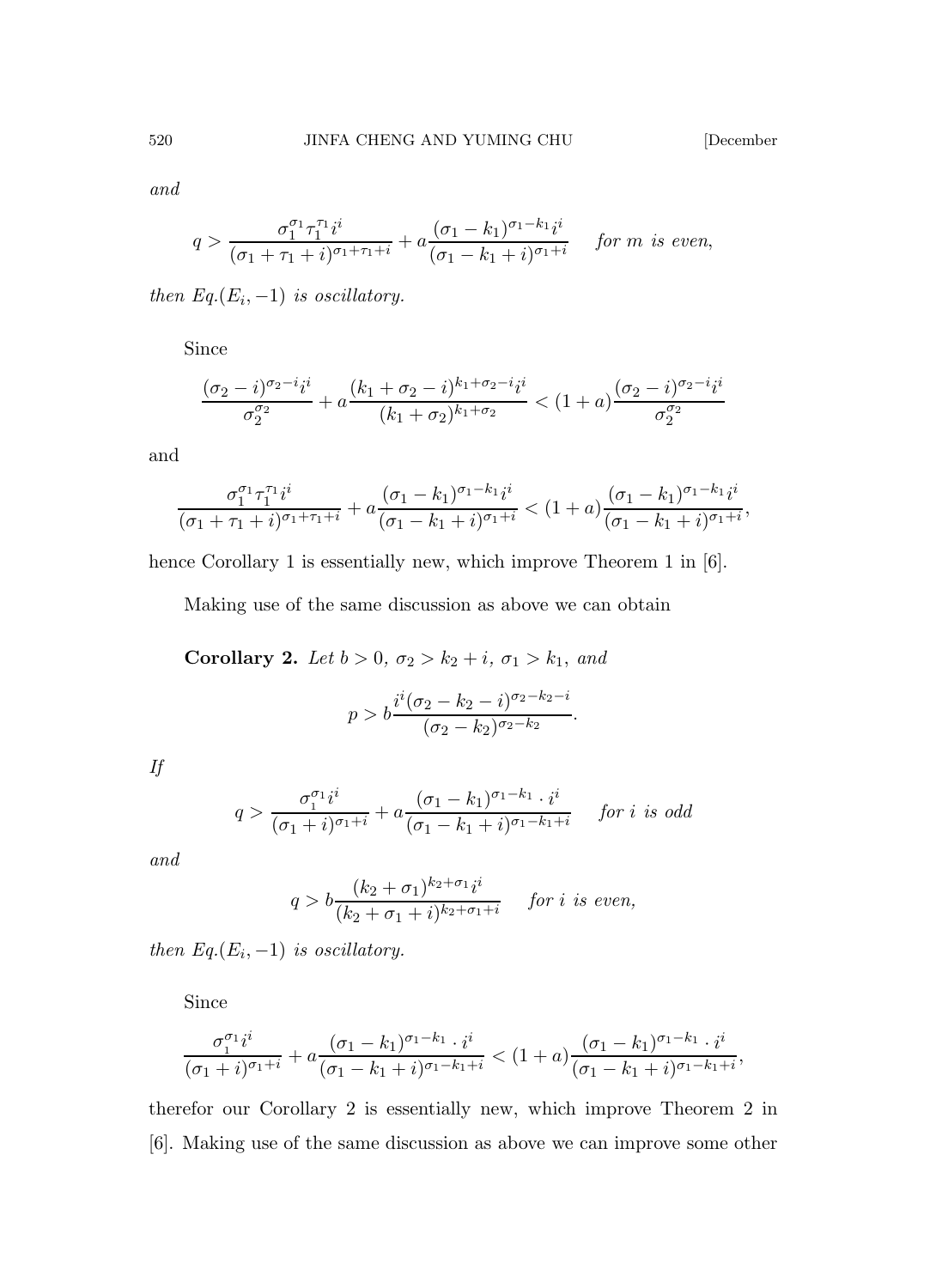*and*

$$q > \frac{\sigma_1^{\sigma_1}\tau_1^{\tau_1} i^i}{(\sigma_1+\tau_1+i)^{\sigma_1+\tau_1+i}} + a\frac{(\sigma_1-k_1)^{\sigma_1-k_1} i^i}{(\sigma_1-k_1+i)^{\sigma_1+i}} \quad \textit{for } m \textit{ is even,}$$

*then Eq.*$(E_i,-1)$ *is oscillatory.*

Since

$$\frac{(\sigma_2-i)^{\sigma_2-i} i^i}{\sigma_2^{\sigma_2}} + a\frac{(k_1+\sigma_2-i)^{k_1+\sigma_2-i} i^i}{(k_1+\sigma_2)^{k_1+\sigma_2}} < (1+a)\frac{(\sigma_2-i)^{\sigma_2-i} i^i}{\sigma_2^{\sigma_2}}$$

and

$$\frac{\sigma_1^{\sigma_1}\tau_1^{\tau_1} i^i}{(\sigma_1+\tau_1+i)^{\sigma_1+\tau_1+i}} + a\frac{(\sigma_1-k_1)^{\sigma_1-k_1} i^i}{(\sigma_1-k_1+i)^{\sigma_1+i}} < (1+a)\frac{(\sigma_1-k_1)^{\sigma_1-k_1} i^i}{(\sigma_1-k_1+i)^{\sigma_1+i}},$$

hence Corollary 1 is essentially new, which improve Theorem 1 in [6].

Making use of the same discussion as above we can obtain

**Corollary 2.** *Let* $b>0$, $\sigma_2 > k_2+i$, $\sigma_1 > k_1$, *and*

$$p > b\frac{i^i(\sigma_2-k_2-i)^{\sigma_2-k_2-i}}{(\sigma_2-k_2)^{\sigma_2-k_2}}.$$

*If*

$$q > \frac{\sigma_1^{\sigma_1} i^i}{(\sigma_1+i)^{\sigma_1+i}} + a\frac{(\sigma_1-k_1)^{\sigma_1-k_1}\cdot i^i}{(\sigma_1-k_1+i)^{\sigma_1-k_1+i}} \quad \textit{for } i \textit{ is odd}$$

*and*

$$q > b\frac{(k_2+\sigma_1)^{k_2+\sigma_1} i^i}{(k_2+\sigma_1+i)^{k_2+\sigma_1+i}} \quad \textit{for } i \textit{ is even,}$$

*then Eq.*$(E_i,-1)$ *is oscillatory.*

Since

$$\frac{\sigma_1^{\sigma_1} i^i}{(\sigma_1+i)^{\sigma_1+i}} + a\frac{(\sigma_1-k_1)^{\sigma_1-k_1}\cdot i^i}{(\sigma_1-k_1+i)^{\sigma_1-k_1+i}} < (1+a)\frac{(\sigma_1-k_1)^{\sigma_1-k_1}\cdot i^i}{(\sigma_1-k_1+i)^{\sigma_1-k_1+i}},$$

therefor our Corollary 2 is essentially new, which improve Theorem 2 in [6]. Making use of the same discussion as above we can improve some other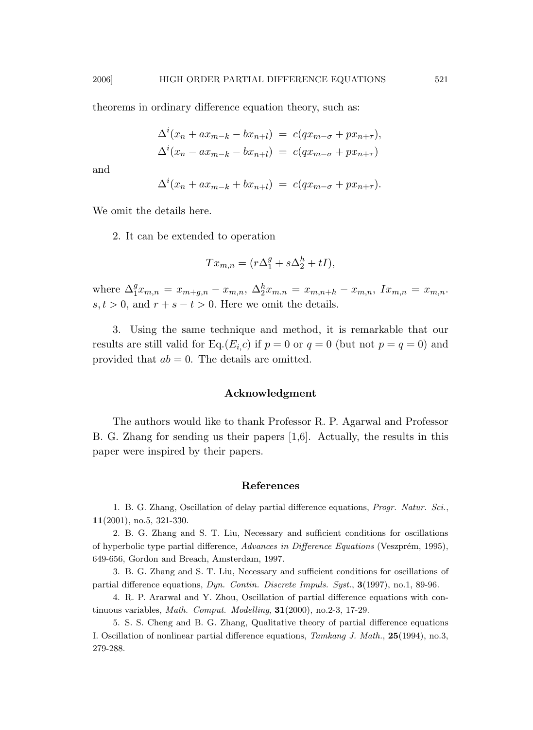theorems in ordinary difference equation theory, such as:

$$\Delta^i(x_n + ax_{m-k} - bx_{n+l}) = c(qx_{m-\sigma} + px_{n+\tau}),$$
$$\Delta^i(x_n - ax_{m-k} - bx_{n+l}) = c(qx_{m-\sigma} + px_{n+\tau})$$

and

$$\Delta^i(x_n + ax_{m-k} + bx_{n+l}) = c(qx_{m-\sigma} + px_{n+\tau}).$$

We omit the details here.

2. It can be extended to operation

$$Tx_{m,n} = (r\Delta_1^g + s\Delta_2^h + tI),$$

where $\Delta_1^g x_{m,n} = x_{m+g,n} - x_{m,n}$, $\Delta_2^h x_{m.n} = x_{m,n+h} - x_{m,n}$, $Ix_{m,n} = x_{m,n}$. $s, t > 0$, and $r + s - t > 0$. Here we omit the details.

3. Using the same technique and method, it is remarkable that our results are still valid for Eq.$(E_{i,}c)$ if $p = 0$ or $q = 0$ (but not $p = q = 0$) and provided that $ab = 0$. The details are omitted.

## Acknowledgment

The authors would like to thank Professor R. P. Agarwal and Professor B. G. Zhang for sending us their papers [1,6]. Actually, the results in this paper were inspired by their papers.

## References

1. B. G. Zhang, Oscillation of delay partial difference equations, *Progr. Natur. Sci.*, **11**(2001), no.5, 321-330.

2. B. G. Zhang and S. T. Liu, Necessary and sufficient conditions for oscillations of hyperbolic type partial difference, *Advances in Difference Equations* (Veszprém, 1995), 649-656, Gordon and Breach, Amsterdam, 1997.

3. B. G. Zhang and S. T. Liu, Necessary and sufficient conditions for oscillations of partial difference equations, *Dyn. Contin. Discrete Impuls. Syst.*, **3**(1997), no.1, 89-96.

4. R. P. Ararwal and Y. Zhou, Oscillation of partial difference equations with continuous variables, *Math. Comput. Modelling*, **31**(2000), no.2-3, 17-29.

5. S. S. Cheng and B. G. Zhang, Qualitative theory of partial difference equations I. Oscillation of nonlinear partial difference equations, *Tamkang J. Math.*, **25**(1994), no.3, 279-288.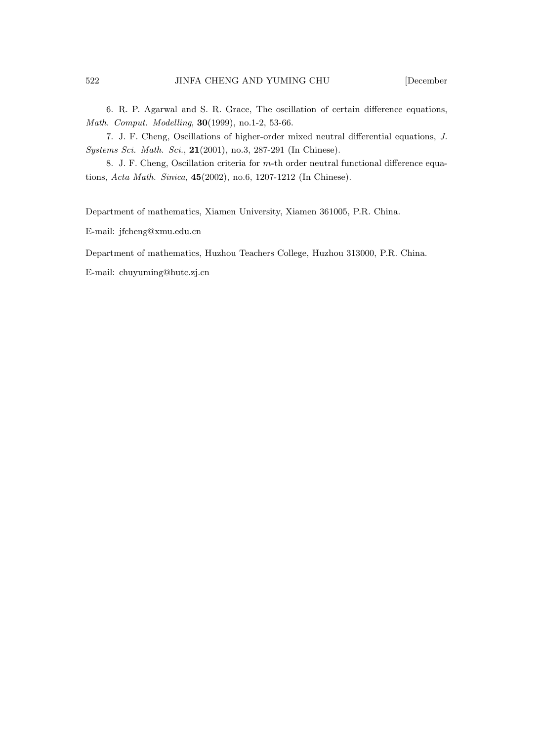6. R. P. Agarwal and S. R. Grace, The oscillation of certain difference equations, *Math. Comput. Modelling*, **30**(1999), no.1-2, 53-66.

7. J. F. Cheng, Oscillations of higher-order mixed neutral differential equations, *J. Systems Sci. Math. Sci.*, **21**(2001), no.3, 287-291 (In Chinese).

8. J. F. Cheng, Oscillation criteria for $m$-th order neutral functional difference equations, *Acta Math. Sinica*, **45**(2002), no.6, 1207-1212 (In Chinese).

Department of mathematics, Xiamen University, Xiamen 361005, P.R. China.

E-mail: jfcheng@xmu.edu.cn

Department of mathematics, Huzhou Teachers College, Huzhou 313000, P.R. China.

E-mail: chuyuming@hutc.zj.cn